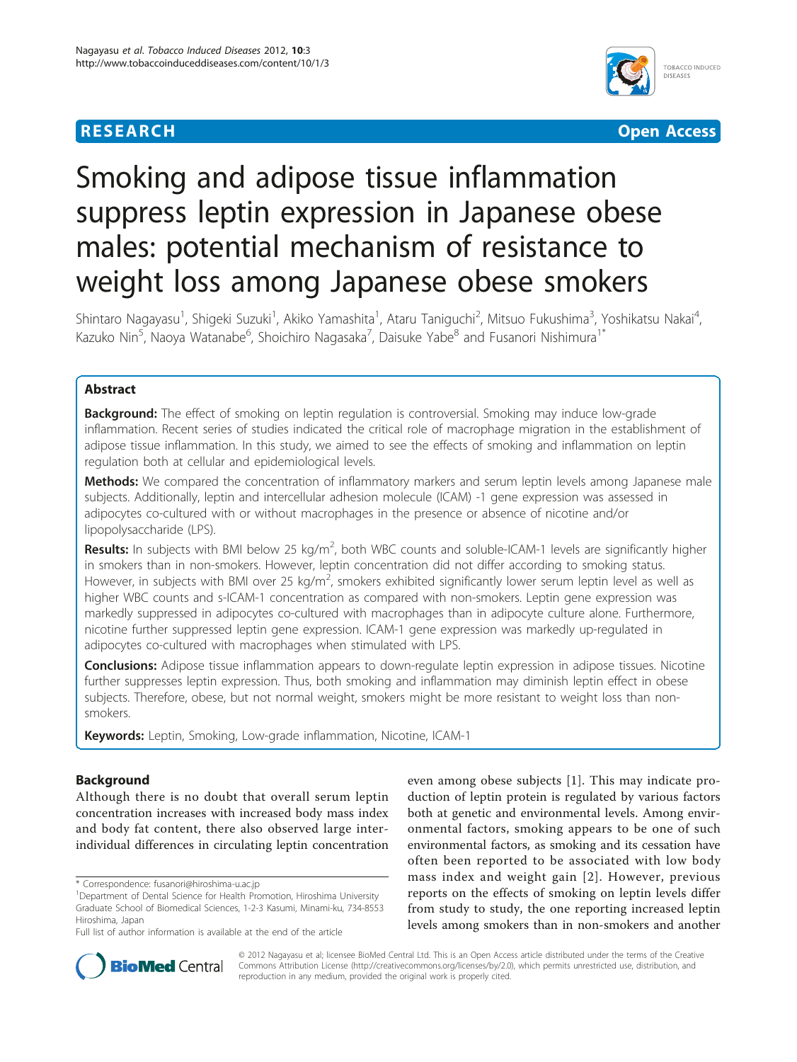RESEARCH Open Access

# Smoking and adipose tissue inflammation suppress leptin expression in Japanese obese males: potential mechanism of resistance to weight loss among Japanese obese smokers

Shintaro Nagayasu[1], Shigeki Suzuki[1], Akiko Yamashita[1], Ataru Taniguchi[2], Mitsuo Fukushima[3], Yoshikatsu Nakai[4], Kazuko Nin[5], Naoya Watanabe[6], Shoichiro Nagasaka[7], Daisuke Yabe[8] and Fusanori Nishimura[1*]

## Abstract

**Background:** The effect of smoking on leptin regulation is controversial. Smoking may induce low-grade inflammation. Recent series of studies indicated the critical role of macrophage migration in the establishment of adipose tissue inflammation. In this study, we aimed to see the effects of smoking and inflammation on leptin regulation both at cellular and epidemiological levels.

**Methods:** We compared the concentration of inflammatory markers and serum leptin levels among Japanese male subjects. Additionally, leptin and intercellular adhesion molecule (ICAM) -1 gene expression was assessed in adipocytes co-cultured with or without macrophages in the presence or absence of nicotine and/or lipopolysaccharide (LPS).

**Results:** In subjects with BMI below 25 kg/m$^2$, both WBC counts and soluble-ICAM-1 levels are significantly higher in smokers than in non-smokers. However, leptin concentration did not differ according to smoking status. However, in subjects with BMI over 25 kg/m$^2$, smokers exhibited significantly lower serum leptin level as well as higher WBC counts and s-ICAM-1 concentration as compared with non-smokers. Leptin gene expression was markedly suppressed in adipocytes co-cultured with macrophages than in adipocyte culture alone. Furthermore, nicotine further suppressed leptin gene expression. ICAM-1 gene expression was markedly up-regulated in adipocytes co-cultured with macrophages when stimulated with LPS.

**Conclusions:** Adipose tissue inflammation appears to down-regulate leptin expression in adipose tissues. Nicotine further suppresses leptin expression. Thus, both smoking and inflammation may diminish leptin effect in obese subjects. Therefore, obese, but not normal weight, smokers might be more resistant to weight loss than non-smokers.

**Keywords:** Leptin, Smoking, Low-grade inflammation, Nicotine, ICAM-1

## Background

Although there is no doubt that overall serum leptin concentration increases with increased body mass index and body fat content, there also observed large inter-individual differences in circulating leptin concentration even among obese subjects [1]. This may indicate production of leptin protein is regulated by various factors both at genetic and environmental levels. Among environmental factors, smoking appears to be one of such environmental factors, as smoking and its cessation have often been reported to be associated with low body mass index and weight gain [2]. However, previous reports on the effects of smoking on leptin levels differ from study to study, the one reporting increased leptin levels among smokers than in non-smokers and another

\* Correspondence: fusanori@hiroshima-u.ac.jp
[1]Department of Dental Science for Health Promotion, Hiroshima University Graduate School of Biomedical Sciences, 1-2-3 Kasumi, Minami-ku, 734-8553 Hiroshima, Japan
Full list of author information is available at the end of the article

© 2012 Nagayasu et al; licensee BioMed Central Ltd. This is an Open Access article distributed under the terms of the Creative Commons Attribution License (http://creativecommons.org/licenses/by/2.0), which permits unrestricted use, distribution, and reproduction in any medium, provided the original work is properly cited.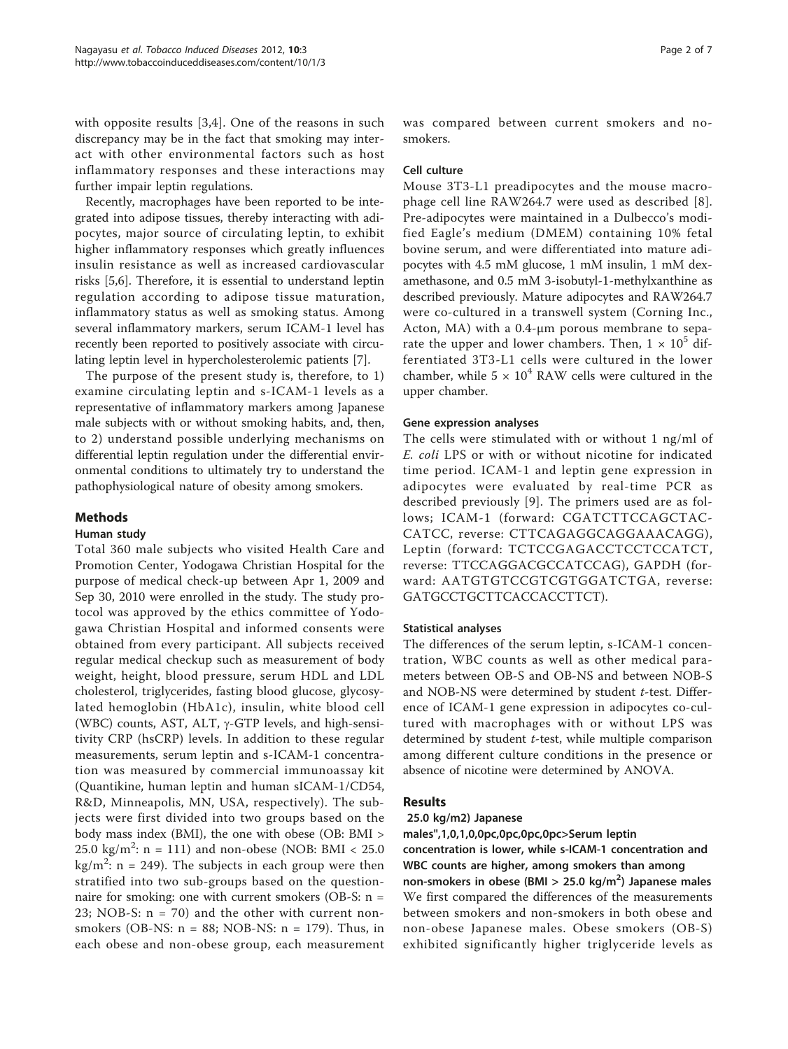with opposite results [3,4]. One of the reasons in such discrepancy may be in the fact that smoking may interact with other environmental factors such as host inflammatory responses and these interactions may further impair leptin regulations.

Recently, macrophages have been reported to be integrated into adipose tissues, thereby interacting with adipocytes, major source of circulating leptin, to exhibit higher inflammatory responses which greatly influences insulin resistance as well as increased cardiovascular risks [5,6]. Therefore, it is essential to understand leptin regulation according to adipose tissue maturation, inflammatory status as well as smoking status. Among several inflammatory markers, serum ICAM-1 level has recently been reported to positively associate with circulating leptin level in hypercholesterolemic patients [7].

The purpose of the present study is, therefore, to 1) examine circulating leptin and s-ICAM-1 levels as a representative of inflammatory markers among Japanese male subjects with or without smoking habits, and, then, to 2) understand possible underlying mechanisms on differential leptin regulation under the differential environmental conditions to ultimately try to understand the pathophysiological nature of obesity among smokers.

## Methods

### Human study

Total 360 male subjects who visited Health Care and Promotion Center, Yodogawa Christian Hospital for the purpose of medical check-up between Apr 1, 2009 and Sep 30, 2010 were enrolled in the study. The study protocol was approved by the ethics committee of Yodogawa Christian Hospital and informed consents were obtained from every participant. All subjects received regular medical checkup such as measurement of body weight, height, blood pressure, serum HDL and LDL cholesterol, triglycerides, fasting blood glucose, glycosylated hemoglobin (HbA1c), insulin, white blood cell (WBC) counts, AST, ALT, γ-GTP levels, and high-sensitivity CRP (hsCRP) levels. In addition to these regular measurements, serum leptin and s-ICAM-1 concentration was measured by commercial immunoassay kit (Quantikine, human leptin and human sICAM-1/CD54, R&D, Minneapolis, MN, USA, respectively). The subjects were first divided into two groups based on the body mass index (BMI), the one with obese (OB: BMI > 25.0 kg/m$^2$: n = 111) and non-obese (NOB: BMI < 25.0 kg/m$^2$: n = 249). The subjects in each group were then stratified into two sub-groups based on the questionnaire for smoking: one with current smokers (OB-S: n = 23; NOB-S: n = 70) and the other with current non-smokers (OB-NS: n = 88; NOB-NS: n = 179). Thus, in each obese and non-obese group, each measurement was compared between current smokers and no-smokers.

### Cell culture

Mouse 3T3-L1 preadipocytes and the mouse macrophage cell line RAW264.7 were used as described [8]. Pre-adipocytes were maintained in a Dulbecco's modified Eagle's medium (DMEM) containing 10% fetal bovine serum, and were differentiated into mature adipocytes with 4.5 mM glucose, 1 mM insulin, 1 mM dexamethasone, and 0.5 mM 3-isobutyl-1-methylxanthine as described previously. Mature adipocytes and RAW264.7 were co-cultured in a transwell system (Corning Inc., Acton, MA) with a 0.4-μm porous membrane to separate the upper and lower chambers. Then, $1 \times 10^5$ differentiated 3T3-L1 cells were cultured in the lower chamber, while $5 \times 10^4$ RAW cells were cultured in the upper chamber.

### Gene expression analyses

The cells were stimulated with or without 1 ng/ml of *E. coli* LPS or with or without nicotine for indicated time period. ICAM-1 and leptin gene expression in adipocytes were evaluated by real-time PCR as described previously [9]. The primers used are as follows; ICAM-1 (forward: CGATCTTCCAGCTACCATCC, reverse: CTTCAGAGGCAGGAAACAGG), Leptin (forward: TCTCCGAGACCTCCTCCATCT, reverse: TTCCAGGACGCCATCCAG), GAPDH (forward: AATGTGTCCGTCGTGGATCTGA, reverse: GATGCCTGCTTCACCACCTTCT).

### Statistical analyses

The differences of the serum leptin, s-ICAM-1 concentration, WBC counts as well as other medical parameters between OB-S and OB-NS and between NOB-S and NOB-NS were determined by student *t*-test. Difference of ICAM-1 gene expression in adipocytes co-cultured with macrophages with or without LPS was determined by student *t*-test, while multiple comparison among different culture conditions in the presence or absence of nicotine were determined by ANOVA.

## Results

### 25.0 kg/m2) Japanese males",1,0,1,0,0pc,0pc,0pc,0pc>Serum leptin concentration is lower, while s-ICAM-1 concentration and WBC counts are higher, among smokers than among non-smokers in obese (BMI > 25.0 kg/m$^2$) Japanese males

We first compared the differences of the measurements between smokers and non-smokers in both obese and non-obese Japanese males. Obese smokers (OB-S) exhibited significantly higher triglyceride levels as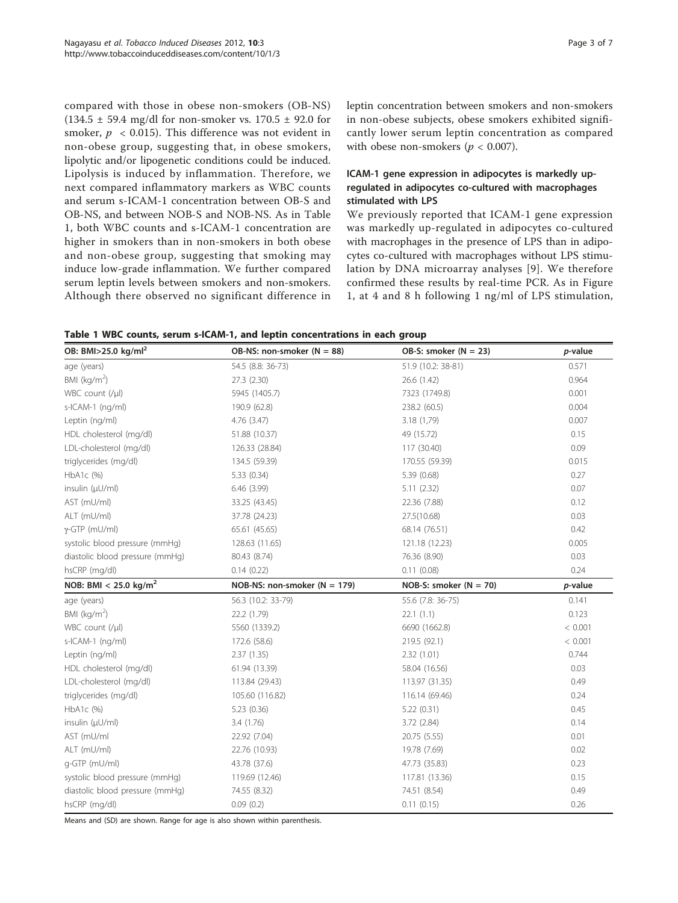compared with those in obese non-smokers (OB-NS) (134.5 ± 59.4 mg/dl for non-smoker vs. 170.5 ± 92.0 for smoker, $p < 0.015$). This difference was not evident in non-obese group, suggesting that, in obese smokers, lipolytic and/or lipogenetic conditions could be induced. Lipolysis is induced by inflammation. Therefore, we next compared inflammatory markers as WBC counts and serum s-ICAM-1 concentration between OB-S and OB-NS, and between NOB-S and NOB-NS. As in Table 1, both WBC counts and s-ICAM-1 concentration are higher in smokers than in non-smokers in both obese and non-obese group, suggesting that smoking may induce low-grade inflammation. We further compared serum leptin levels between smokers and non-smokers. Although there observed no significant difference in leptin concentration between smokers and non-smokers in non-obese subjects, obese smokers exhibited significantly lower serum leptin concentration as compared with obese non-smokers ($p < 0.007$).

### ICAM-1 gene expression in adipocytes is markedly up-regulated in adipocytes co-cultured with macrophages stimulated with LPS

We previously reported that ICAM-1 gene expression was markedly up-regulated in adipocytes co-cultured with macrophages in the presence of LPS than in adipocytes co-cultured with macrophages without LPS stimulation by DNA microarray analyses [9]. We therefore confirmed these results by real-time PCR. As in Figure 1, at 4 and 8 h following 1 ng/ml of LPS stimulation,

**Table 1 WBC counts, serum s-ICAM-1, and leptin concentrations in each group**

| OB: BMI>25.0 kg/ml$^2$ | OB-NS: non-smoker (N = 88) | OB-S: smoker (N = 23) | *p*-value |
|---|---|---|---|
| age (years) | 54.5 (8.8: 36-73) | 51.9 (10.2: 38-81) | 0.571 |
| BMI (kg/m$^2$) | 27.3 (2.30) | 26.6 (1.42) | 0.964 |
| WBC count (/μl) | 5945 (1405.7) | 7323 (1749.8) | 0.001 |
| s-ICAM-1 (ng/ml) | 190.9 (62.8) | 238.2 (60.5) | 0.004 |
| Leptin (ng/ml) | 4.76 (3.47) | 3.18 (1,79) | 0.007 |
| HDL cholesterol (mg/dl) | 51.88 (10.37) | 49 (15.72) | 0.15 |
| LDL-cholesterol (mg/dl) | 126.33 (28.84) | 117 (30.40) | 0.09 |
| triglycerides (mg/dl) | 134.5 (59.39) | 170.55 (59.39) | 0.015 |
| HbA1c (%) | 5.33 (0.34) | 5.39 (0.68) | 0.27 |
| insulin (μU/ml) | 6.46 (3.99) | 5.11 (2.32) | 0.07 |
| AST (mU/ml) | 33.25 (43.45) | 22.36 (7.88) | 0.12 |
| ALT (mU/ml) | 37.78 (24.23) | 27.5(10.68) | 0.03 |
| γ-GTP (mU/ml) | 65.61 (45.65) | 68.14 (76.51) | 0.42 |
| systolic blood pressure (mmHg) | 128.63 (11.65) | 121.18 (12.23) | 0.005 |
| diastolic blood pressure (mmHg) | 80.43 (8.74) | 76.36 (8.90) | 0.03 |
| hsCRP (mg/dl) | 0.14 (0.22) | 0.11 (0.08) | 0.24 |
| **NOB: BMI < 25.0 kg/m$^2$** | **NOB-NS: non-smoker (N = 179)** | **NOB-S: smoker (N = 70)** | ***p*-value** |
| age (years) | 56.3 (10.2: 33-79) | 55.6 (7.8: 36-75) | 0.141 |
| BMI (kg/m$^2$) | 22.2 (1.79) | 22.1 (1.1) | 0.123 |
| WBC count (/μl) | 5560 (1339.2) | 6690 (1662.8) | < 0.001 |
| s-ICAM-1 (ng/ml) | 172.6 (58.6) | 219.5 (92.1) | < 0.001 |
| Leptin (ng/ml) | 2.37 (1.35) | 2.32 (1.01) | 0.744 |
| HDL cholesterol (mg/dl) | 61.94 (13.39) | 58.04 (16.56) | 0.03 |
| LDL-cholesterol (mg/dl) | 113.84 (29.43) | 113.97 (31.35) | 0.49 |
| triglycerides (mg/dl) | 105.60 (116.82) | 116.14 (69.46) | 0.24 |
| HbA1c (%) | 5.23 (0.36) | 5.22 (0.31) | 0.45 |
| insulin (μU/ml) | 3.4 (1.76) | 3.72 (2.84) | 0.14 |
| AST (mU/ml | 22.92 (7.04) | 20.75 (5.55) | 0.01 |
| ALT (mU/ml) | 22.76 (10.93) | 19.78 (7.69) | 0.02 |
| g-GTP (mU/ml) | 43.78 (37.6) | 47.73 (35.83) | 0.23 |
| systolic blood pressure (mmHg) | 119.69 (12.46) | 117.81 (13.36) | 0.15 |
| diastolic blood pressure (mmHg) | 74.55 (8.32) | 74.51 (8.54) | 0.49 |
| hsCRP (mg/dl) | 0.09 (0.2) | 0.11 (0.15) | 0.26 |

Means and (SD) are shown. Range for age is also shown within parenthesis.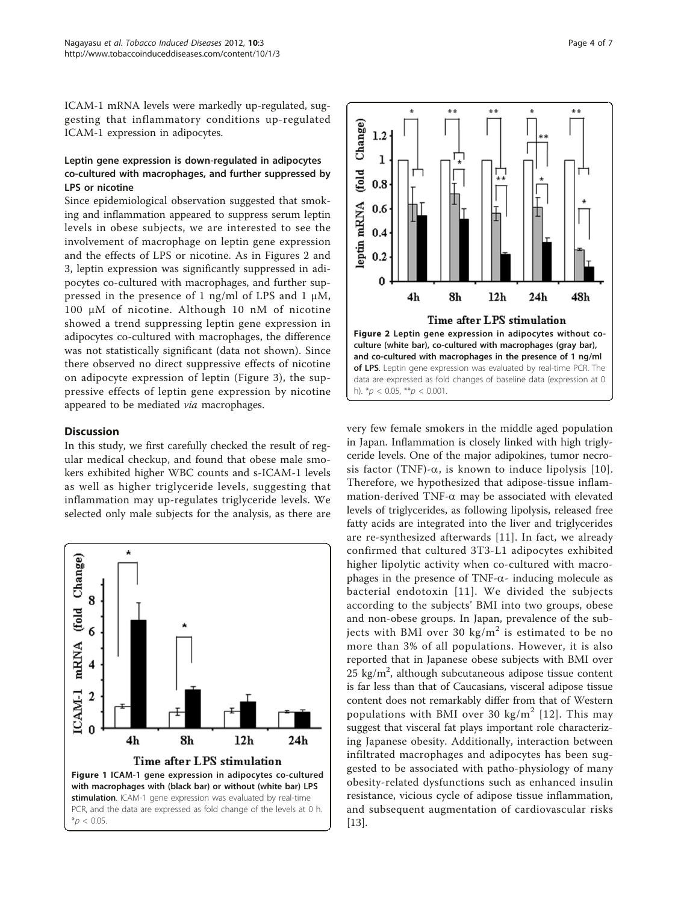ICAM-1 mRNA levels were markedly up-regulated, suggesting that inflammatory conditions up-regulated ICAM-1 expression in adipocytes.

### Leptin gene expression is down-regulated in adipocytes co-cultured with macrophages, and further suppressed by LPS or nicotine

Since epidemiological observation suggested that smoking and inflammation appeared to suppress serum leptin levels in obese subjects, we are interested to see the involvement of macrophage on leptin gene expression and the effects of LPS or nicotine. As in Figures 2 and 3, leptin expression was significantly suppressed in adipocytes co-cultured with macrophages, and further suppressed in the presence of 1 ng/ml of LPS and 1 μM, 100 μM of nicotine. Although 10 nM of nicotine showed a trend suppressing leptin gene expression in adipocytes co-cultured with macrophages, the difference was not statistically significant (data not shown). Since there observed no direct suppressive effects of nicotine on adipocyte expression of leptin (Figure 3), the suppressive effects of leptin gene expression by nicotine appeared to be mediated *via* macrophages.

## Discussion

In this study, we first carefully checked the result of regular medical checkup, and found that obese male smokers exhibited higher WBC counts and s-ICAM-1 levels as well as higher triglyceride levels, suggesting that inflammation may up-regulates triglyceride levels. We selected only male subjects for the analysis, as there are very few female smokers in the middle aged population in Japan. Inflammation is closely linked with high triglyceride levels. One of the major adipokines, tumor necrosis factor (TNF)-α, is known to induce lipolysis [10]. Therefore, we hypothesized that adipose-tissue inflammation-derived TNF-α may be associated with elevated levels of triglycerides, as following lipolysis, released free fatty acids are integrated into the liver and triglycerides are re-synthesized afterwards [11]. In fact, we already confirmed that cultured 3T3-L1 adipocytes exhibited higher lipolytic activity when co-cultured with macrophages in the presence of TNF-α- inducing molecule as bacterial endotoxin [11]. We divided the subjects according to the subjects' BMI into two groups, obese and non-obese groups. In Japan, prevalence of the subjects with BMI over 30 $kg/m^2$ is estimated to be no more than 3% of all populations. However, it is also reported that in Japanese obese subjects with BMI over 25 $kg/m^2$, although subcutaneous adipose tissue content is far less than that of Caucasians, visceral adipose tissue content does not remarkably differ from that of Western populations with BMI over 30 $kg/m^2$ [12]. This may suggest that visceral fat plays important role characterizing Japanese obesity. Additionally, interaction between infiltrated macrophages and adipocytes has been suggested to be associated with patho-physiology of many obesity-related dysfunctions such as enhanced insulin resistance, vicious cycle of adipose tissue inflammation, and subsequent augmentation of cardiovascular risks [13].

**Figure 1 ICAM-1 gene expression in adipocytes co-cultured with macrophages with (black bar) or without (white bar) LPS stimulation**. ICAM-1 gene expression was evaluated by real-time PCR, and the data are expressed as fold change of the levels at 0 h. *$p < 0.05$.

**Figure 2 Leptin gene expression in adipocytes without co-culture (white bar), co-cultured with macrophages (gray bar), and co-cultured with macrophages in the presence of 1 ng/ml of LPS**. Leptin gene expression was evaluated by real-time PCR. The data are expressed as fold changes of baseline data (expression at 0 h). *$p < 0.05$, **$p < 0.001$.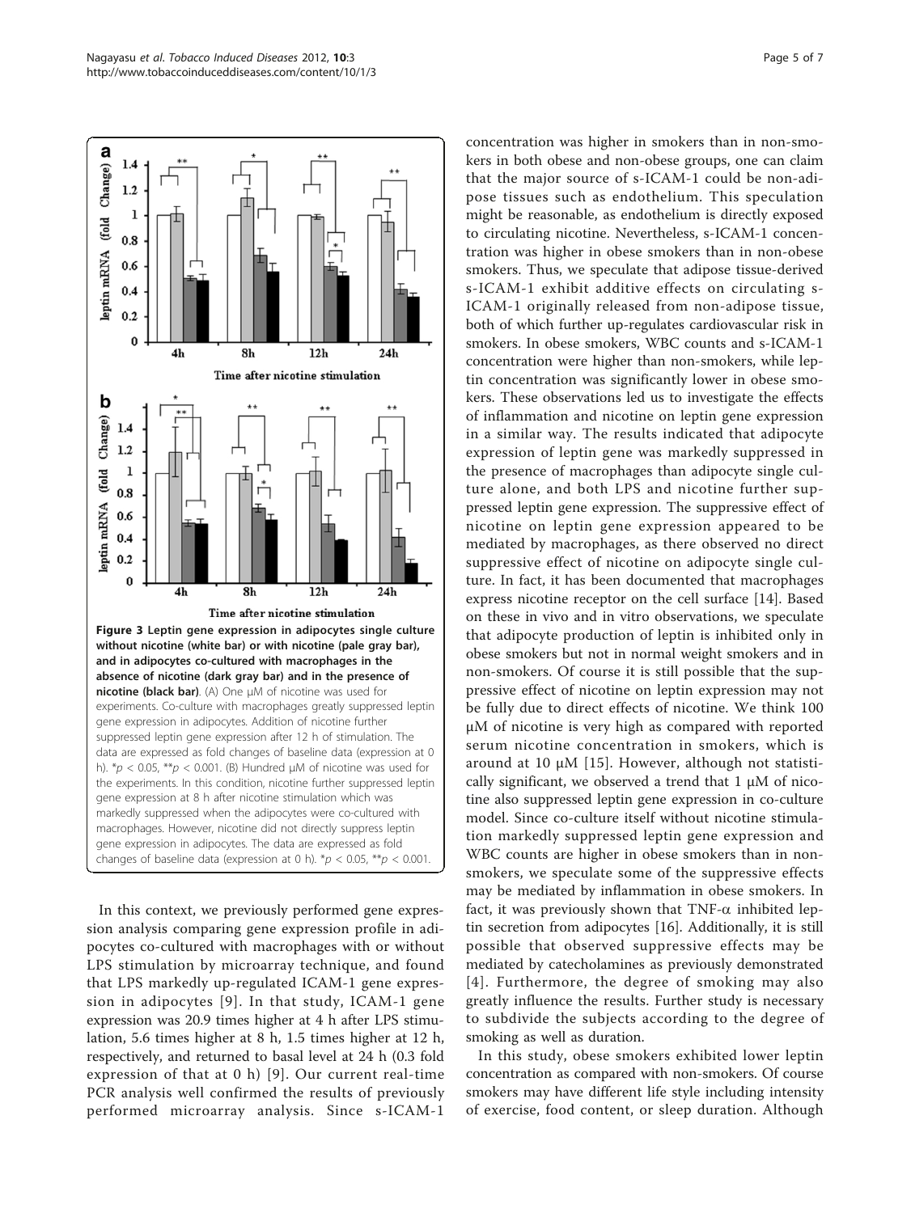Figure 3 Leptin gene expression in adipocytes single culture without nicotine (white bar) or with nicotine (pale gray bar), and in adipocytes co-cultured with macrophages in the absence of nicotine (dark gray bar) and in the presence of nicotine (black bar). (A) One μM of nicotine was used for experiments. Co-culture with macrophages greatly suppressed leptin gene expression in adipocytes. Addition of nicotine further suppressed leptin gene expression after 12 h of stimulation. The data are expressed as fold changes of baseline data (expression at 0 h). \*$p < 0.05$, \*\*$p < 0.001$. (B) Hundred μM of nicotine was used for the experiments. In this condition, nicotine further suppressed leptin gene expression at 8 h after nicotine stimulation which was markedly suppressed when the adipocytes were co-cultured with macrophages. However, nicotine did not directly suppress leptin gene expression in adipocytes. The data are expressed as fold changes of baseline data (expression at 0 h). \*$p < 0.05$, \*\*$p < 0.001$.

In this context, we previously performed gene expression analysis comparing gene expression profile in adipocytes co-cultured with macrophages with or without LPS stimulation by microarray technique, and found that LPS markedly up-regulated ICAM-1 gene expression in adipocytes [9]. In that study, ICAM-1 gene expression was 20.9 times higher at 4 h after LPS stimulation, 5.6 times higher at 8 h, 1.5 times higher at 12 h, respectively, and returned to basal level at 24 h (0.3 fold expression of that at 0 h) [9]. Our current real-time PCR analysis well confirmed the results of previously performed microarray analysis. Since s-ICAM-1 concentration was higher in smokers than in non-smokers in both obese and non-obese groups, one can claim that the major source of s-ICAM-1 could be non-adipose tissues such as endothelium. This speculation might be reasonable, as endothelium is directly exposed to circulating nicotine. Nevertheless, s-ICAM-1 concentration was higher in obese smokers than in non-obese smokers. Thus, we speculate that adipose tissue-derived s-ICAM-1 exhibit additive effects on circulating s-ICAM-1 originally released from non-adipose tissue, both of which further up-regulates cardiovascular risk in smokers. In obese smokers, WBC counts and s-ICAM-1 concentration were higher than non-smokers, while leptin concentration was significantly lower in obese smokers. These observations led us to investigate the effects of inflammation and nicotine on leptin gene expression in a similar way. The results indicated that adipocyte expression of leptin gene was markedly suppressed in the presence of macrophages than adipocyte single culture alone, and both LPS and nicotine further suppressed leptin gene expression. The suppressive effect of nicotine on leptin gene expression appeared to be mediated by macrophages, as there observed no direct suppressive effect of nicotine on adipocyte single culture. In fact, it has been documented that macrophages express nicotine receptor on the cell surface [14]. Based on these in vivo and in vitro observations, we speculate that adipocyte production of leptin is inhibited only in obese smokers but not in normal weight smokers and in non-smokers. Of course it is still possible that the suppressive effect of nicotine on leptin expression may not be fully due to direct effects of nicotine. We think 100 μM of nicotine is very high as compared with reported serum nicotine concentration in smokers, which is around at 10 μM [15]. However, although not statistically significant, we observed a trend that 1 μM of nicotine also suppressed leptin gene expression in co-culture model. Since co-culture itself without nicotine stimulation markedly suppressed leptin gene expression and WBC counts are higher in obese smokers than in non-smokers, we speculate some of the suppressive effects may be mediated by inflammation in obese smokers. In fact, it was previously shown that TNF-α inhibited leptin secretion from adipocytes [16]. Additionally, it is still possible that observed suppressive effects may be mediated by catecholamines as previously demonstrated [4]. Furthermore, the degree of smoking may also greatly influence the results. Further study is necessary to subdivide the subjects according to the degree of smoking as well as duration.

In this study, obese smokers exhibited lower leptin concentration as compared with non-smokers. Of course smokers may have different life style including intensity of exercise, food content, or sleep duration. Although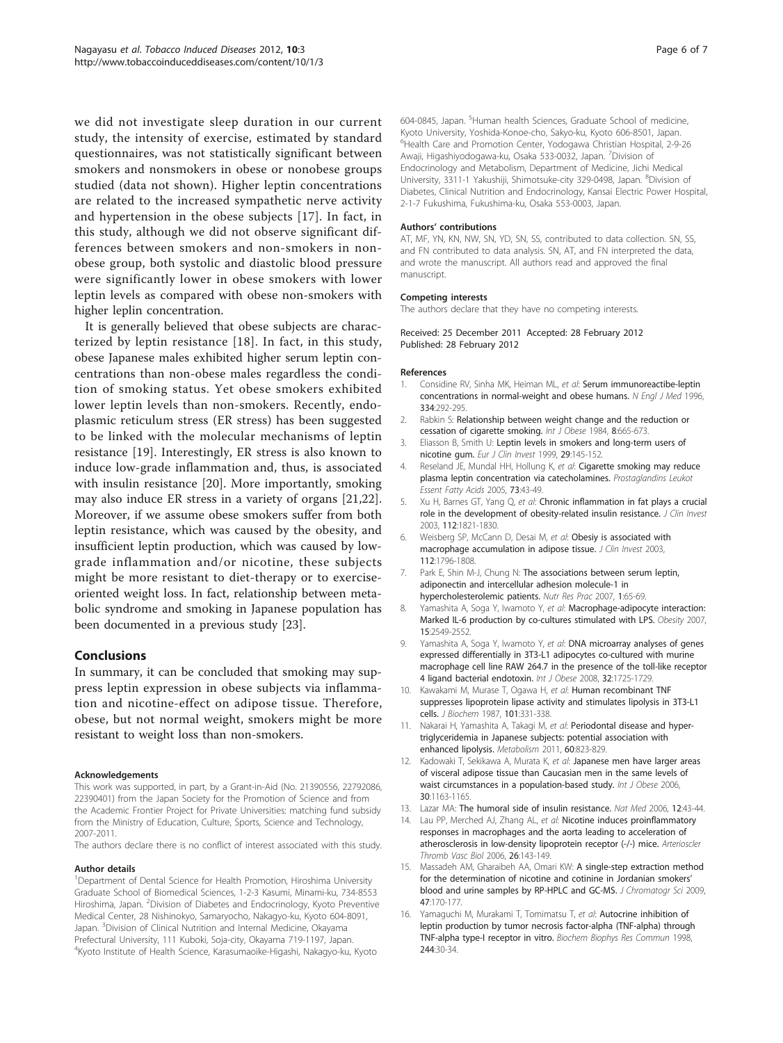we did not investigate sleep duration in our current study, the intensity of exercise, estimated by standard questionnaires, was not statistically significant between smokers and nonsmokers in obese or nonobese groups studied (data not shown). Higher leptin concentrations are related to the increased sympathetic nerve activity and hypertension in the obese subjects [17]. In fact, in this study, although we did not observe significant differences between smokers and non-smokers in non-obese group, both systolic and diastolic blood pressure were significantly lower in obese smokers with lower leptin levels as compared with obese non-smokers with higher leplin concentration.

It is generally believed that obese subjects are characterized by leptin resistance [18]. In fact, in this study, obese Japanese males exhibited higher serum leptin concentrations than non-obese males regardless the condition of smoking status. Yet obese smokers exhibited lower leptin levels than non-smokers. Recently, endoplasmic reticulum stress (ER stress) has been suggested to be linked with the molecular mechanisms of leptin resistance [19]. Interestingly, ER stress is also known to induce low-grade inflammation and, thus, is associated with insulin resistance [20]. More importantly, smoking may also induce ER stress in a variety of organs [21,22]. Moreover, if we assume obese smokers suffer from both leptin resistance, which was caused by the obesity, and insufficient leptin production, which was caused by low-grade inflammation and/or nicotine, these subjects might be more resistant to diet-therapy or to exercise-oriented weight loss. In fact, relationship between metabolic syndrome and smoking in Japanese population has been documented in a previous study [23].

## Conclusions

In summary, it can be concluded that smoking may suppress leptin expression in obese subjects via inflammation and nicotine-effect on adipose tissue. Therefore, obese, but not normal weight, smokers might be more resistant to weight loss than non-smokers.

#### Acknowledgements

This work was supported, in part, by a Grant-in-Aid (No. 21390556, 22792086, 22390401) from the Japan Society for the Promotion of Science and from the Academic Frontier Project for Private Universities: matching fund subsidy from the Ministry of Education, Culture, Sports, Science and Technology, 2007-2011.

The authors declare there is no conflict of interest associated with this study.

#### Author details

[1]Department of Dental Science for Health Promotion, Hiroshima University Graduate School of Biomedical Sciences, 1-2-3 Kasumi, Minami-ku, 734-8553 Hiroshima, Japan. [2]Division of Diabetes and Endocrinology, Kyoto Preventive Medical Center, 28 Nishinokyo, Samaryocho, Nakagyo-ku, Kyoto 604-8091, Japan. [3]Division of Clinical Nutrition and Internal Medicine, Okayama Prefectural University, 111 Kuboki, Soja-city, Okayama 719-1197, Japan. [4]Kyoto Institute of Health Science, Karasumaoike-Higashi, Nakagyo-ku, Kyoto 604-0845, Japan. [5]Human health Sciences, Graduate School of medicine, Kyoto University, Yoshida-Konoe-cho, Sakyo-ku, Kyoto 606-8501, Japan. [6]Health Care and Promotion Center, Yodogawa Christian Hospital, 2-9-26 Awaji, Higashiyodogawa-ku, Osaka 533-0032, Japan. [7]Division of Endocrinology and Metabolism, Department of Medicine, Jichi Medical University, 3311-1 Yakushiji, Shimotsuke-city 329-0498, Japan. [8]Division of Diabetes, Clinical Nutrition and Endocrinology, Kansai Electric Power Hospital, 2-1-7 Fukushima, Fukushima-ku, Osaka 553-0003, Japan.

#### Authors' contributions

AT, MF, YN, KN, NW, SN, YD, SN, SS, contributed to data collection. SN, SS, and FN contributed to data analysis. SN, AT, and FN interpreted the data, and wrote the manuscript. All authors read and approved the final manuscript.

#### Competing interests

The authors declare that they have no competing interests.

Received: 25 December 2011 Accepted: 28 February 2012
Published: 28 February 2012

#### References

1. Considine RV, Sinha MK, Heiman ML, *et al*: **Serum immunoreactibe-leptin concentrations in normal-weight and obese humans.** *N Engl J Med* 1996, **334**:292-295.
2. Rabkin S: **Relationship between weight change and the reduction or cessation of cigarette smoking.** *Int J Obese* 1984, **8**:665-673.
3. Eliasson B, Smith U: **Leptin levels in smokers and long-term users of nicotine gum.** *Eur J Clin Invest* 1999, **29**:145-152.
4. Reseland JE, Mundal HH, Hollung K, *et al*: **Cigarette smoking may reduce plasma leptin concentration via catecholamines.** *Prostaglandins Leukot Essent Fatty Acids* 2005, **73**:43-49.
5. Xu H, Barnes GT, Yang Q, *et al*: **Chronic inflammation in fat plays a crucial role in the development of obesity-related insulin resistance.** *J Clin Invest* 2003, **112**:1821-1830.
6. Weisberg SP, McCann D, Desai M, *et al*: **Obesiy is associated with macrophage accumulation in adipose tissue.** *J Clin Invest* 2003, **112**:1796-1808.
7. Park E, Shin M-J, Chung N: **The associations between serum leptin, adiponectin and intercellular adhesion molecule-1 in hypercholesterolemic patients.** *Nutr Res Prac* 2007, **1**:65-69.
8. Yamashita A, Soga Y, Iwamoto Y, *et al*: **Macrophage-adipocyte interaction: Marked IL-6 production by co-cultures stimulated with LPS.** *Obesity* 2007, **15**:2549-2552.
9. Yamashita A, Soga Y, Iwamoto Y, *et al*: **DNA microarray analyses of genes expressed differentially in 3T3-L1 adipocytes co-cultured with murine macrophage cell line RAW 264.7 in the presence of the toll-like receptor 4 ligand bacterial endotoxin.** *Int J Obese* 2008, **32**:1725-1729.
10. Kawakami M, Murase T, Ogawa H, *et al*: **Human recombinant TNF suppresses lipoprotein lipase activity and stimulates lipolysis in 3T3-L1 cells.** *J Biochem* 1987, **101**:331-338.
11. Nakarai H, Yamashita A, Takagi M, *et al*: **Periodontal disease and hypertriglyceridemia in Japanese subjects: potential association with enhanced lipolysis.** *Metabolism* 2011, **60**:823-829.
12. Kadowaki T, Sekikawa A, Murata K, *et al*: **Japanese men have larger areas of visceral adipose tissue than Caucasian men in the same levels of waist circumstances in a population-based study.** *Int J Obese* 2006, **30**:1163-1165.
13. Lazar MA: **The humoral side of insulin resistance.** *Nat Med* 2006, **12**:43-44.
14. Lau PP, Merched AJ, Zhang AL, *et al*: **Nicotine induces proinflammatory responses in macrophages and the aorta leading to acceleration of atherosclerosis in low-density lipoprotein receptor (-/-) mice.** *Arterioscler Thromb Vasc Biol* 2006, **26**:143-149.
15. Massadeh AM, Gharaibeh AA, Omari KW: **A single-step extraction method for the determination of nicotine and cotinine in Jordanian smokers' blood and urine samples by RP-HPLC and GC-MS.** *J Chromatogr Sci* 2009, **47**:170-177.
16. Yamaguchi M, Murakami T, Tomimatsu T, *et al*: **Autocrine inhibition of leptin production by tumor necrosis factor-alpha (TNF-alpha) through TNF-alpha type-I receptor in vitro.** *Biochem Biophys Res Commun* 1998, **244**:30-34.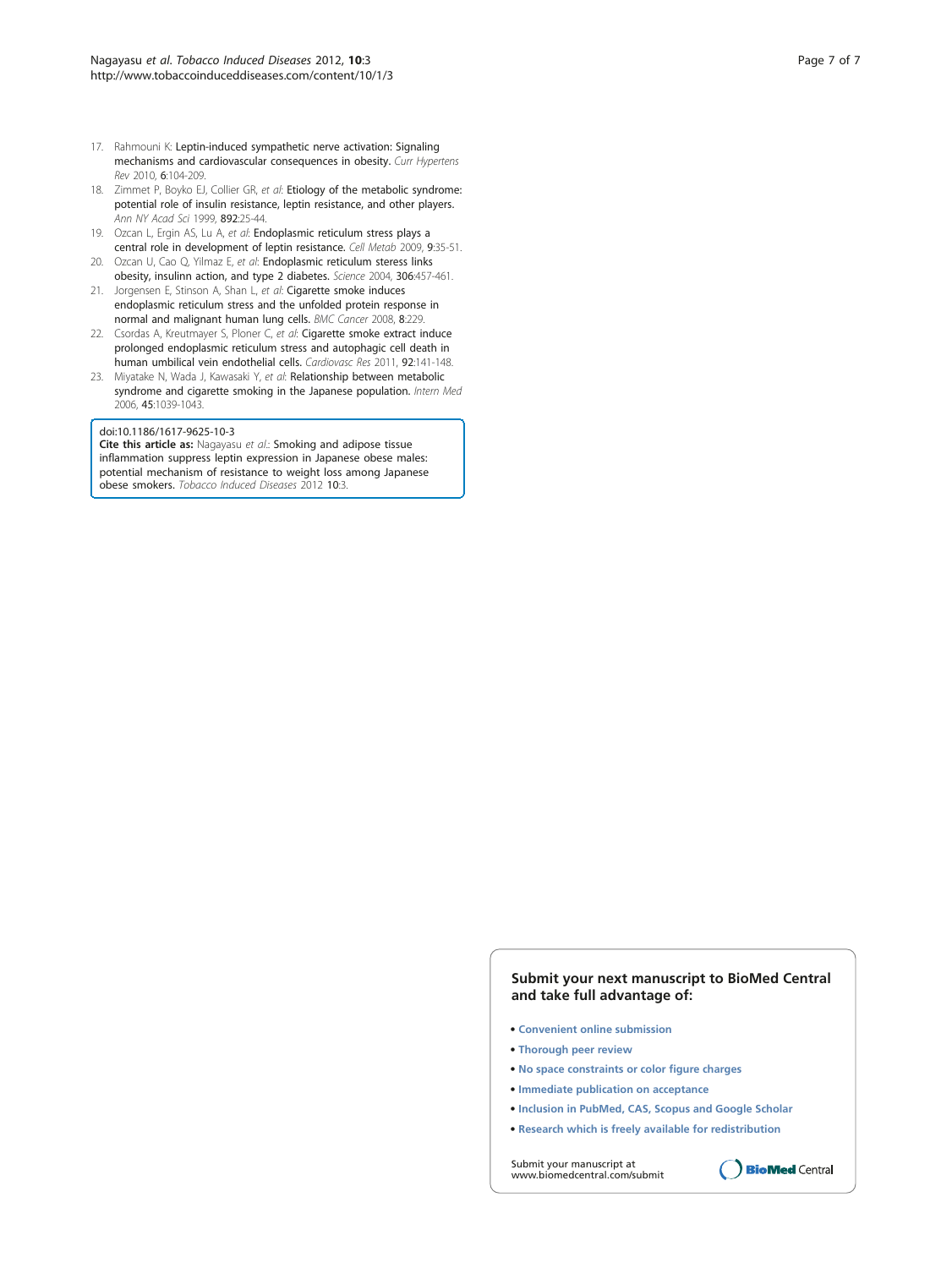17. Rahmouni K: Leptin-induced sympathetic nerve activation: Signaling mechanisms and cardiovascular consequences in obesity. *Curr Hypertens Rev* 2010, **6**:104-209.
18. Zimmet P, Boyko EJ, Collier GR, *et al*: Etiology of the metabolic syndrome: potential role of insulin resistance, leptin resistance, and other players. *Ann NY Acad Sci* 1999, **892**:25-44.
19. Ozcan L, Ergin AS, Lu A, *et al*: Endoplasmic reticulum stress plays a central role in development of leptin resistance. *Cell Metab* 2009, **9**:35-51.
20. Ozcan U, Cao Q, Yilmaz E, *et al*: Endoplasmic reticulum steress links obesity, insulinn action, and type 2 diabetes. *Science* 2004, **306**:457-461.
21. Jorgensen E, Stinson A, Shan L, *et al*: Cigarette smoke induces endoplasmic reticulum stress and the unfolded protein response in normal and malignant human lung cells. *BMC Cancer* 2008, **8**:229.
22. Csordas A, Kreutmayer S, Ploner C, *et al*: Cigarette smoke extract induce prolonged endoplasmic reticulum stress and autophagic cell death in human umbilical vein endothelial cells. *Cardiovasc Res* 2011, **92**:141-148.
23. Miyatake N, Wada J, Kawasaki Y, *et al*: Relationship between metabolic syndrome and cigarette smoking in the Japanese population. *Intern Med* 2006, **45**:1039-1043.

doi:10.1186/1617-9625-10-3

**Cite this article as:** Nagayasu *et al.*: Smoking and adipose tissue inflammation suppress leptin expression in Japanese obese males: potential mechanism of resistance to weight loss among Japanese obese smokers. *Tobacco Induced Diseases* 2012 **10**:3.

**Submit your next manuscript to BioMed Central and take full advantage of:**

- **Convenient online submission**
- **Thorough peer review**
- **No space constraints or color figure charges**
- **Immediate publication on acceptance**
- **Inclusion in PubMed, CAS, Scopus and Google Scholar**
- **Research which is freely available for redistribution**

Submit your manuscript at
www.biomedcentral.com/submit

BioMed Central